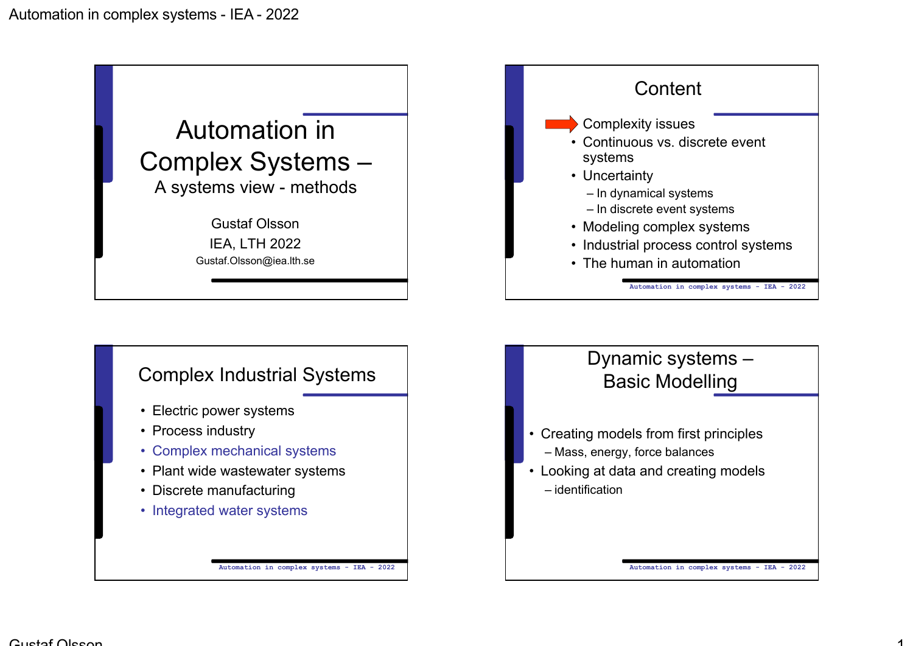# Automation in Complex Systems – A systems view - methods

Gustaf Olsson

IEA, LTH 2022

Gustaf.Olsson@iea.lth.se

## Content

- Complexity issues
- Continuous vs. discrete event systems
- Uncertainty
  - In dynamical systems
  - In discrete event systems
- Modeling complex systems
- Industrial process control systems
- The human in automation

## Complex Industrial Systems

- Electric power systems
- Process industry
- Complex mechanical systems
- Plant wide wastewater systems
- Discrete manufacturing
- Integrated water systems

## Dynamic systems – Basic Modelling

- Creating models from first principles
  - Mass, energy, force balances
- Looking at data and creating models
  - identification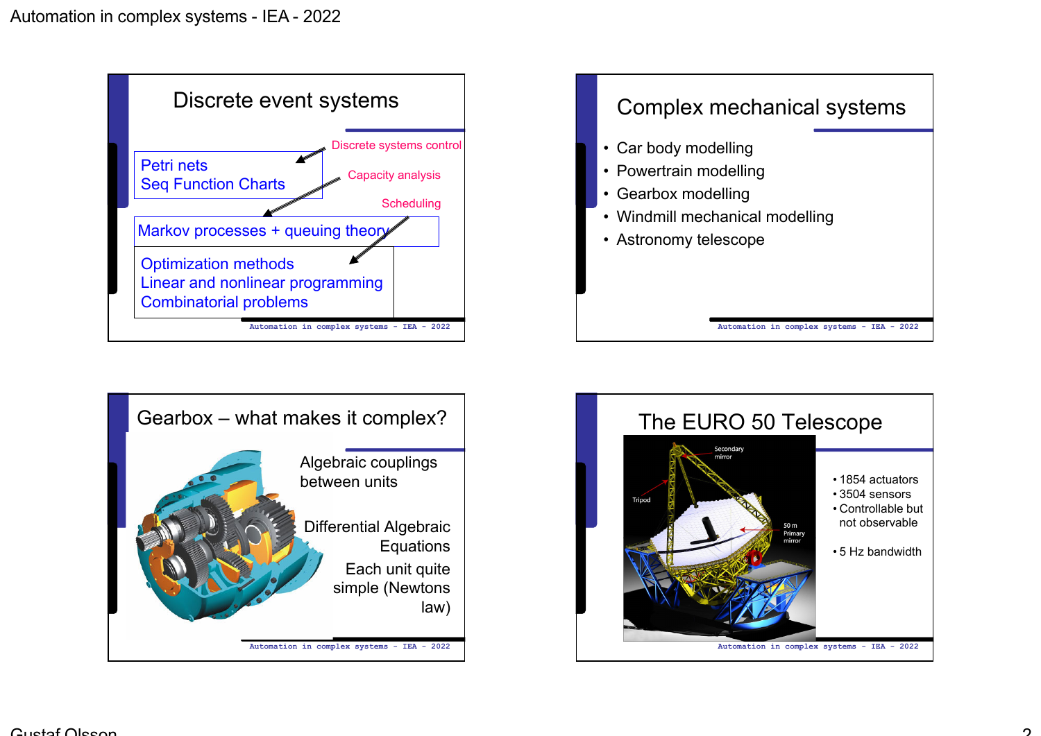## Discrete event systems

- Petri nets
- Seq Function Charts
- Markov processes + queuing theory
- Optimization methods
- Linear and nonlinear programming
- Combinatorial problems

Discrete systems control

Capacity analysis

Scheduling

## Complex mechanical systems

- Car body modelling
- Powertrain modelling
- Gearbox modelling
- Windmill mechanical modelling
- Astronomy telescope

## Gearbox – what makes it complex?

Algebraic couplings between units

Differential Algebraic Equations

Each unit quite simple (Newtons law)

## The EURO 50 Telescope

Secondary mirror

Tripod

50 m Primary mirror

- 1854 actuators
- 3504 sensors
- Controllable but not observable
- 5 Hz bandwidth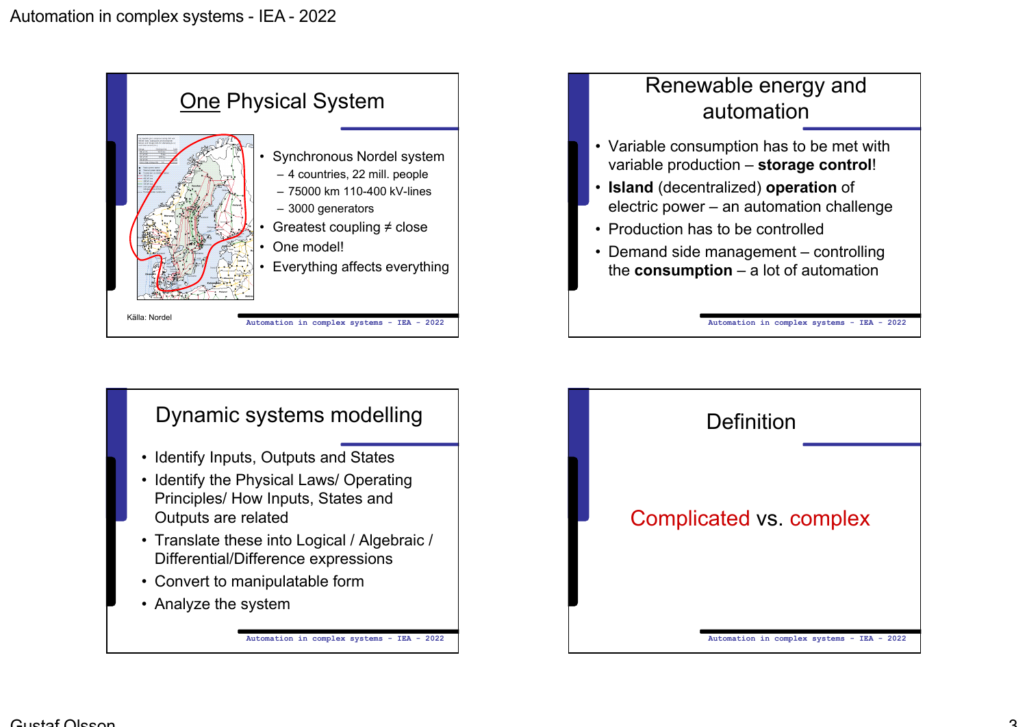## One Physical System

- Synchronous Nordel system
  - 4 countries, 22 mill. people
  - 75000 km 110-400 kV-lines
  - 3000 generators
- Greatest coupling ≠ close
- One model!
- Everything affects everything

Källa: Nordel

## Renewable energy and automation

- Variable consumption has to be met with variable production – **storage control**!
- **Island** (decentralized) **operation** of electric power – an automation challenge
- Production has to be controlled
- Demand side management – controlling the **consumption** – a lot of automation

## Dynamic systems modelling

- Identify Inputs, Outputs and States
- Identify the Physical Laws/ Operating Principles/ How Inputs, States and Outputs are related
- Translate these into Logical / Algebraic / Differential/Difference expressions
- Convert to manipulatable form
- Analyze the system

## Definition

Complicated vs. complex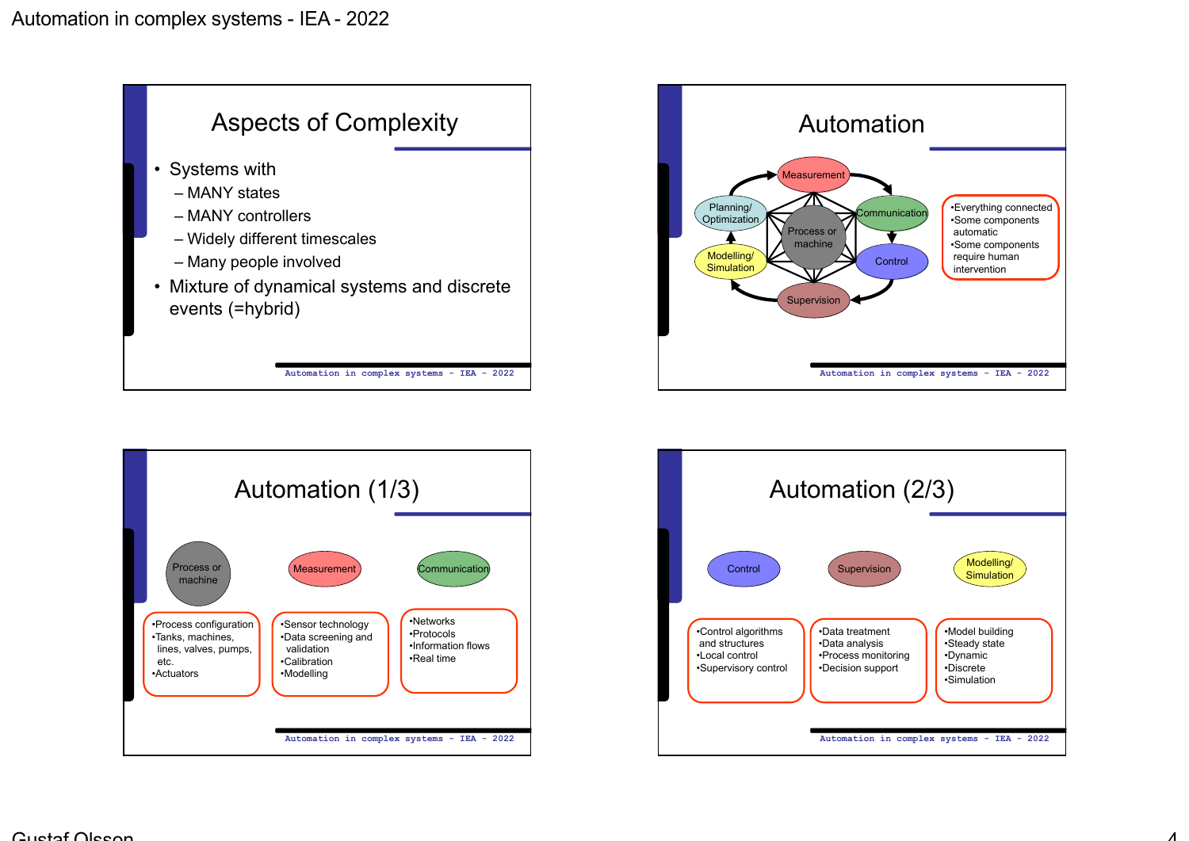## Aspects of Complexity

- Systems with
  - MANY states
  - MANY controllers
  - Widely different timescales
  - Many people involved
- Mixture of dynamical systems and discrete events (=hybrid)

## Automation

Measurement, Communication, Control, Supervision, Modelling/ Simulation, Planning/ Optimization, Process or machine

- Everything connected
- Some components automatic
- Some components require human intervention

## Automation (1/3)

**Process or machine**
- Process configuration
- Tanks, machines, lines, valves, pumps, etc.
- Actuators

**Measurement**
- Sensor technology
- Data screening and validation
- Calibration
- Modelling

**Communication**
- Networks
- Protocols
- Information flows
- Real time

## Automation (2/3)

**Control**
- Control algorithms and structures
- Local control
- Supervisory control

**Supervision**
- Data treatment
- Data analysis
- Process monitoring
- Decision support

**Modelling/ Simulation**
- Model building
- Steady state
- Dynamic
- Discrete
- Simulation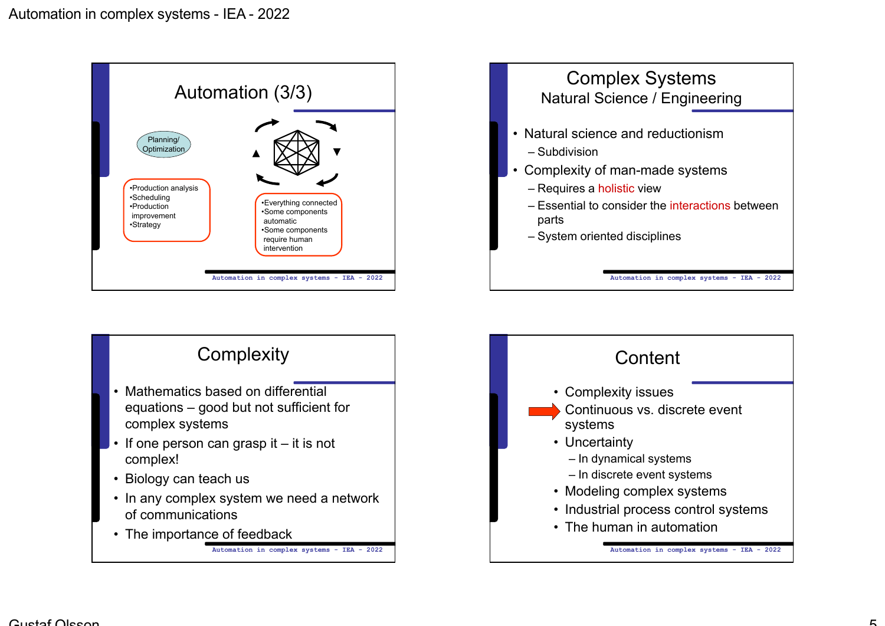## Automation (3/3)

Planning/ Optimization

- Production analysis
- Scheduling
- Production improvement
- Strategy

- Everything connected
- Some components automatic
- Some components require human intervention

## Complex Systems

### Natural Science / Engineering

- Natural science and reductionism
  - Subdivision
- Complexity of man-made systems
  - Requires a holistic view
  - Essential to consider the interactions between parts
  - System oriented disciplines

## Complexity

- Mathematics based on differential equations – good but not sufficient for complex systems
- If one person can grasp it – it is not complex!
- Biology can teach us
- In any complex system we need a network of communications
- The importance of feedback

## Content

- Complexity issues
- Continuous vs. discrete event systems
- Uncertainty
  - In dynamical systems
  - In discrete event systems
- Modeling complex systems
- Industrial process control systems
- The human in automation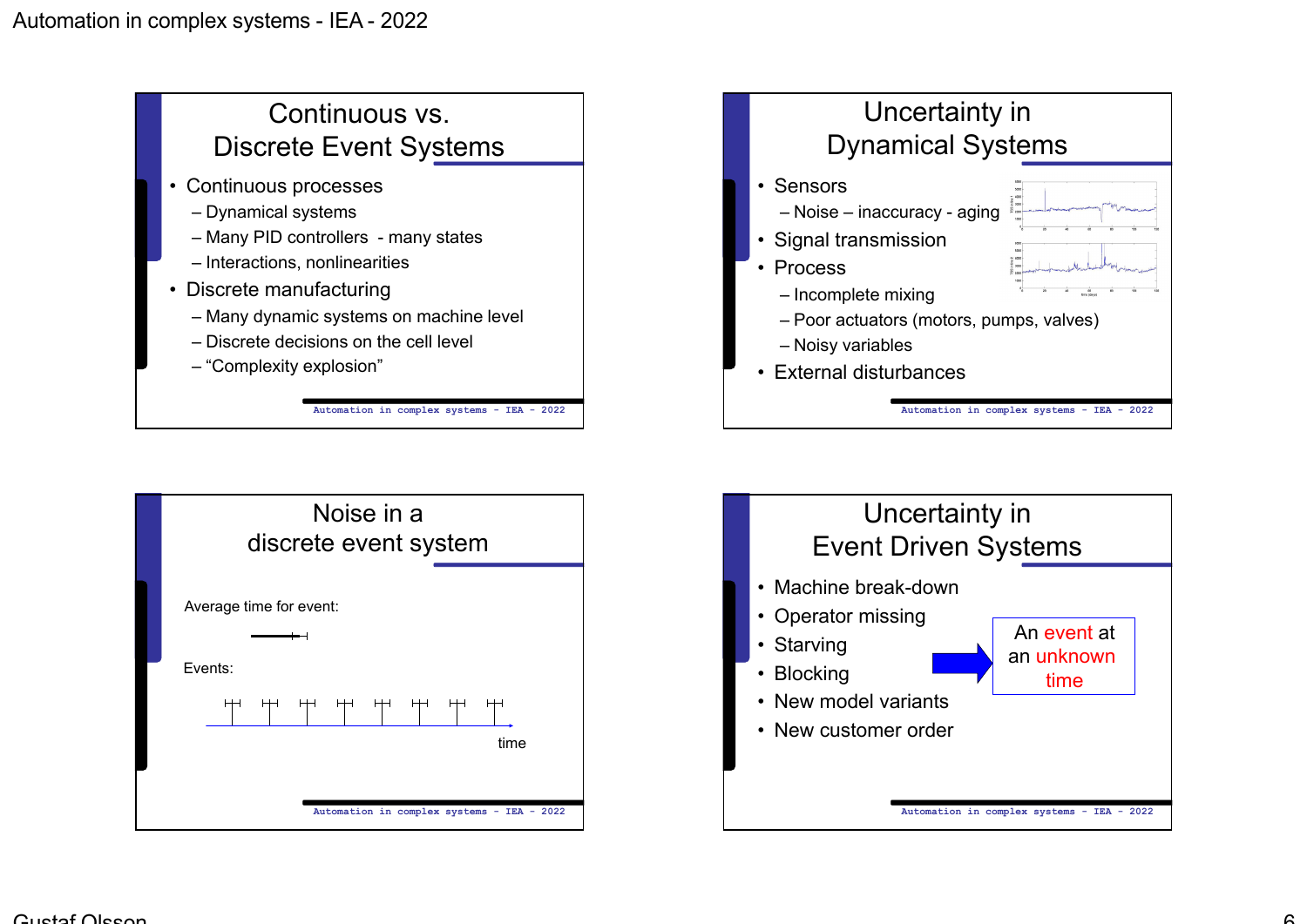## Continuous vs. Discrete Event Systems

- Continuous processes
  - Dynamical systems
  - Many PID controllers - many states
  - Interactions, nonlinearities
- Discrete manufacturing
  - Many dynamic systems on machine level
  - Discrete decisions on the cell level
  - "Complexity explosion"

## Uncertainty in Dynamical Systems

- Sensors
  - Noise – inaccuracy - aging
- Signal transmission
- Process
  - Incomplete mixing
  - Poor actuators (motors, pumps, valves)
  - Noisy variables
- External disturbances

## Noise in a discrete event system

Average time for event:

Events:

time

## Uncertainty in Event Driven Systems

- Machine break-down
- Operator missing
- Starving
- Blocking
- New model variants
- New customer order

An event at an unknown time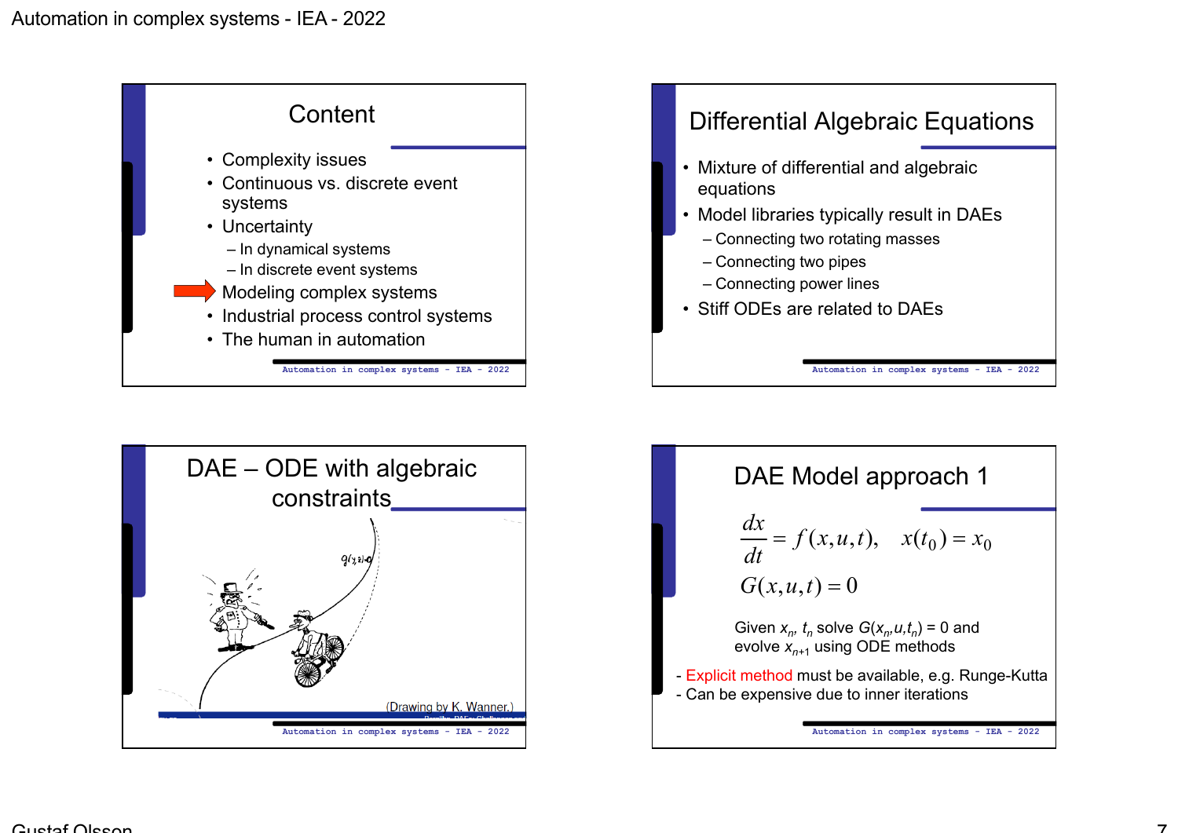## Content

- Complexity issues
- Continuous vs. discrete event systems
- Uncertainty
  - In dynamical systems
  - In discrete event systems
- Modeling complex systems
- Industrial process control systems
- The human in automation

## Differential Algebraic Equations

- Mixture of differential and algebraic equations
- Model libraries typically result in DAEs
  - Connecting two rotating masses
  - Connecting two pipes
  - Connecting power lines
- Stiff ODEs are related to DAEs

## DAE – ODE with algebraic constraints

(Drawing by K. Wanner.)

## DAE Model approach 1

$$\frac{dx}{dt} = f(x,u,t), \quad x(t_0) = x_0$$

$$G(x,u,t) = 0$$

Given $x_n$, $t_n$ solve $G(x_n,u,t_n) = 0$ and evolve $x_{n+1}$ using ODE methods

- Explicit method must be available, e.g. Runge-Kutta
- Can be expensive due to inner iterations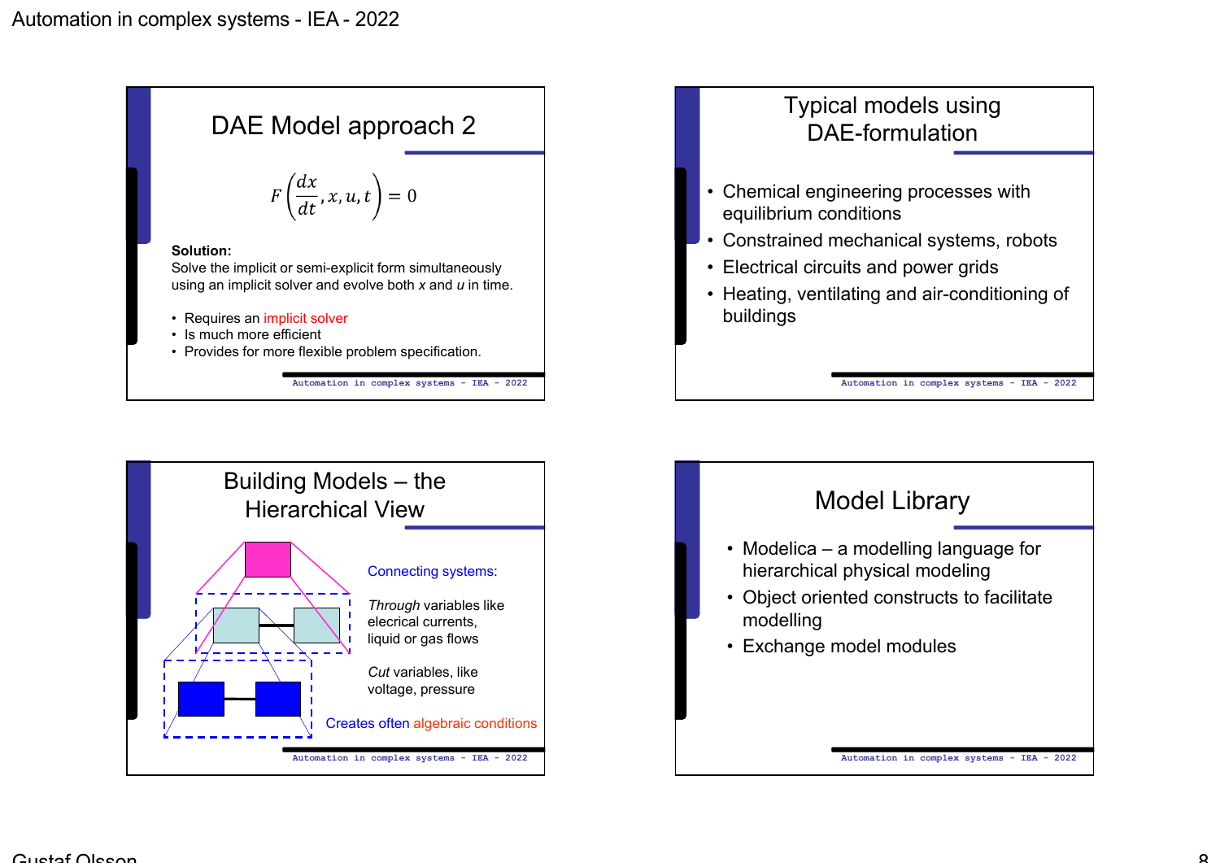## DAE Model approach 2

$$F\left(\frac{dx}{dt}, x, u, t\right) = 0$$

**Solution:**
Solve the implicit or semi-explicit form simultaneously using an implicit solver and evolve both *x* and *u* in time.

- Requires an implicit solver
- Is much more efficient
- Provides for more flexible problem specification.

## Typical models using DAE-formulation

- Chemical engineering processes with equilibrium conditions
- Constrained mechanical systems, robots
- Electrical circuits and power grids
- Heating, ventilating and air-conditioning of buildings

## Building Models – the Hierarchical View

Connecting systems:

*Through* variables like elecrical currents, liquid or gas flows

*Cut* variables, like voltage, pressure

Creates often algebraic conditions

## Model Library

- Modelica – a modelling language for hierarchical physical modeling
- Object oriented constructs to facilitate modelling
- Exchange model modules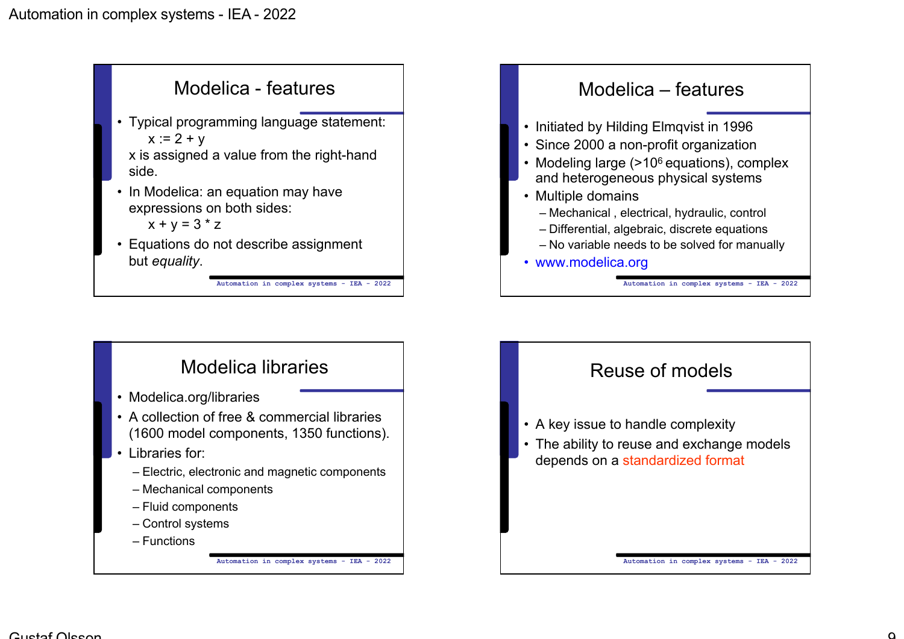## Modelica - features

- Typical programming language statement:
  x := 2 + y
  x is assigned a value from the right-hand side.
- In Modelica: an equation may have expressions on both sides:
  x + y = 3 * z
- Equations do not describe assignment but *equality*.

## Modelica – features

- Initiated by Hilding Elmqvist in 1996
- Since 2000 a non-profit organization
- Modeling large (>$10^6$ equations), complex and heterogeneous physical systems
- Multiple domains
  - Mechanical , electrical, hydraulic, control
  - Differential, algebraic, discrete equations
  - No variable needs to be solved for manually
- www.modelica.org

## Modelica libraries

- Modelica.org/libraries
- A collection of free & commercial libraries (1600 model components, 1350 functions).
- Libraries for:
  - Electric, electronic and magnetic components
  - Mechanical components
  - Fluid components
  - Control systems
  - Functions

## Reuse of models

- A key issue to handle complexity
- The ability to reuse and exchange models depends on a standardized format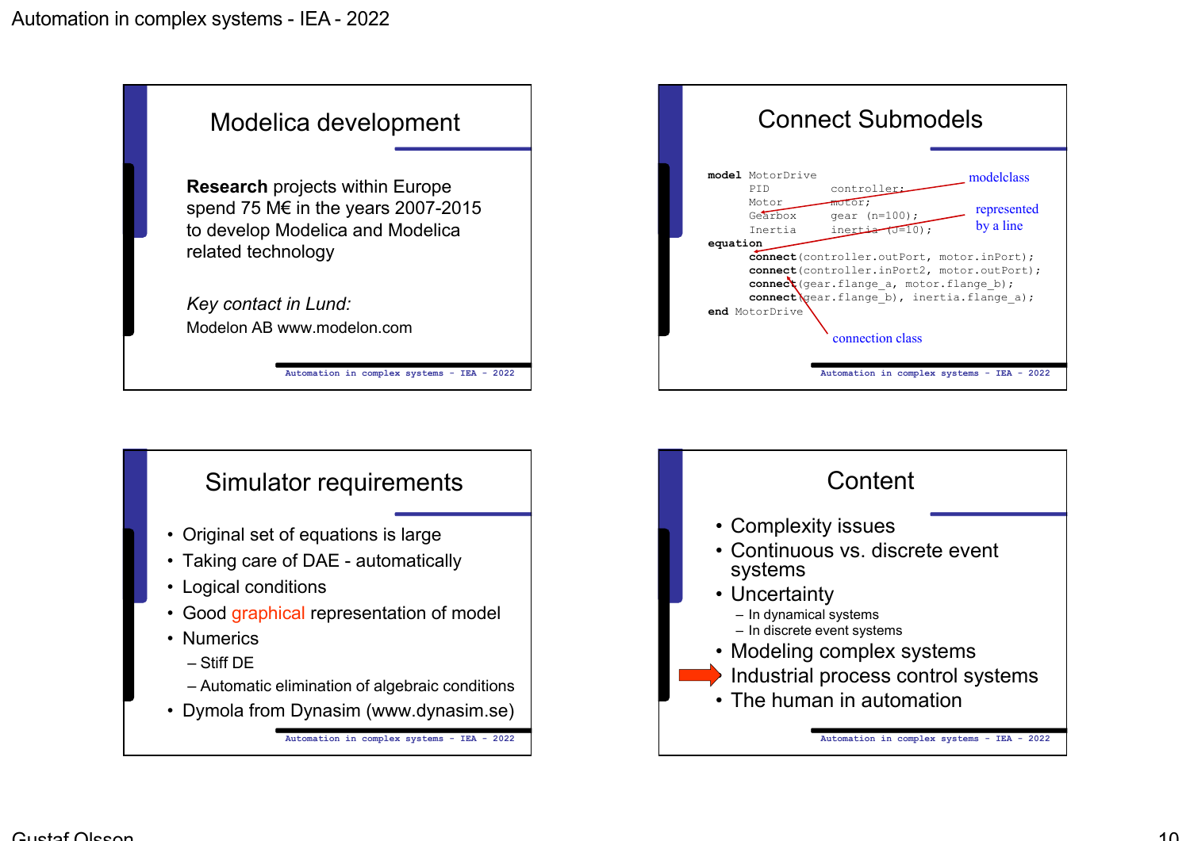## Modelica development

**Research** projects within Europe spend 75 M€ in the years 2007-2015 to develop Modelica and Modelica related technology

*Key contact in Lund:*

Modelon AB www.modelon.com

## Connect Submodels

```
model MotorDrive
      PID         controller;
      Motor       motor;
      Gearbox     gear (n=100);
      Inertia     inertia (J=10);
equation
      connect(controller.outPort, motor.inPort);
      connect(controller.inPort2, motor.outPort);
      connect(gear.flange_a, motor.flange_b);
      connect(gear.flange_b), inertia.flange_a);
end MotorDrive
```

modelclass

represented by a line

connection class

## Simulator requirements

- Original set of equations is large
- Taking care of DAE - automatically
- Logical conditions
- Good graphical representation of model
- Numerics
  - Stiff DE
  - Automatic elimination of algebraic conditions
- Dymola from Dynasim (www.dynasim.se)

## Content

- Complexity issues
- Continuous vs. discrete event systems
- Uncertainty
  - In dynamical systems
  - In discrete event systems
- Modeling complex systems
- Industrial process control systems
- The human in automation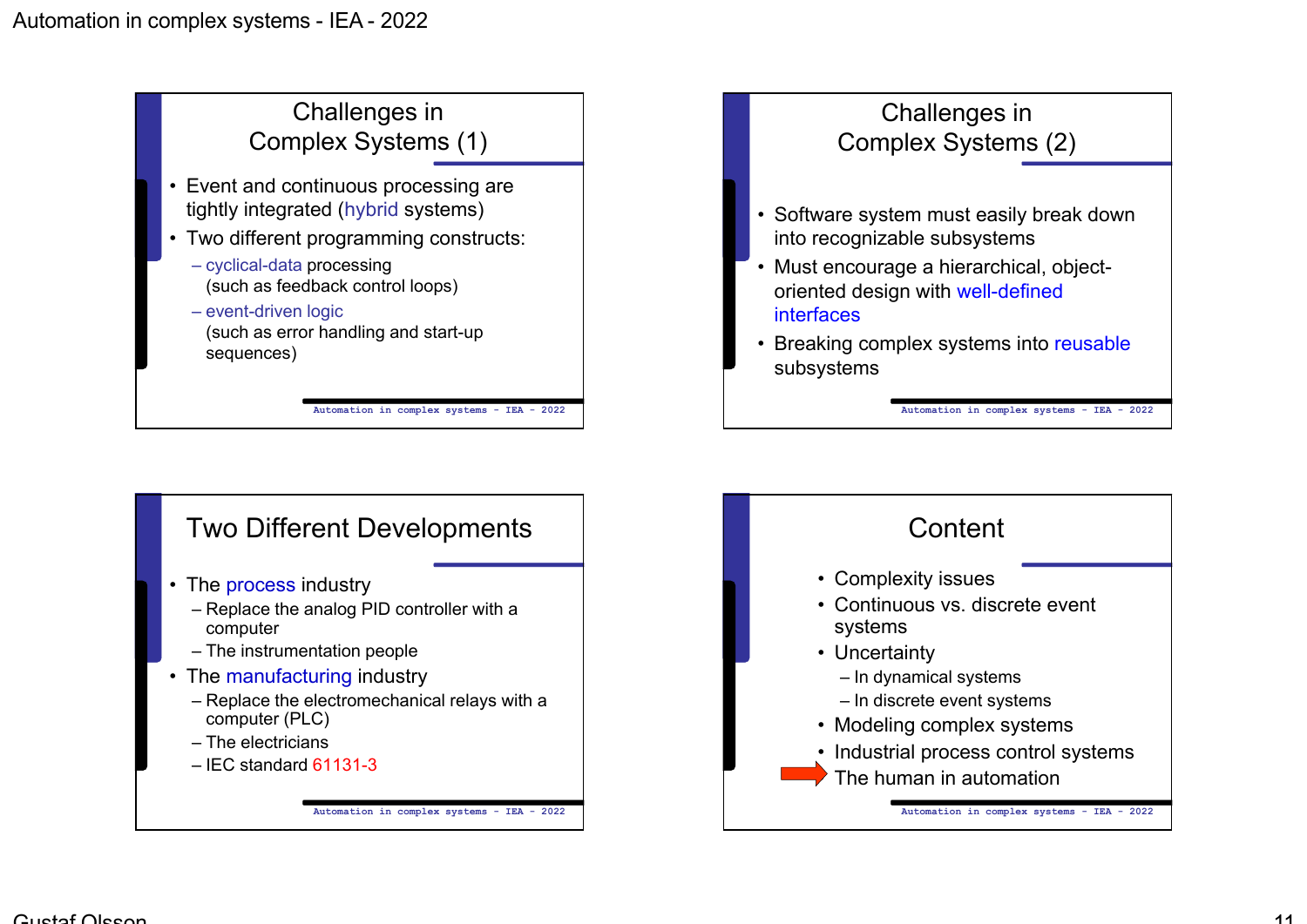## Challenges in Complex Systems (1)

- Event and continuous processing are tightly integrated (hybrid systems)
- Two different programming constructs:
  - cyclical-data processing (such as feedback control loops)
  - event-driven logic (such as error handling and start-up sequences)

## Challenges in Complex Systems (2)

- Software system must easily break down into recognizable subsystems
- Must encourage a hierarchical, object-oriented design with well-defined interfaces
- Breaking complex systems into reusable subsystems

## Two Different Developments

- The process industry
  - Replace the analog PID controller with a computer
  - The instrumentation people
- The manufacturing industry
  - Replace the electromechanical relays with a computer (PLC)
  - The electricians
  - IEC standard 61131-3

## Content

- Complexity issues
- Continuous vs. discrete event systems
- Uncertainty
  - In dynamical systems
  - In discrete event systems
- Modeling complex systems
- Industrial process control systems
- The human in automation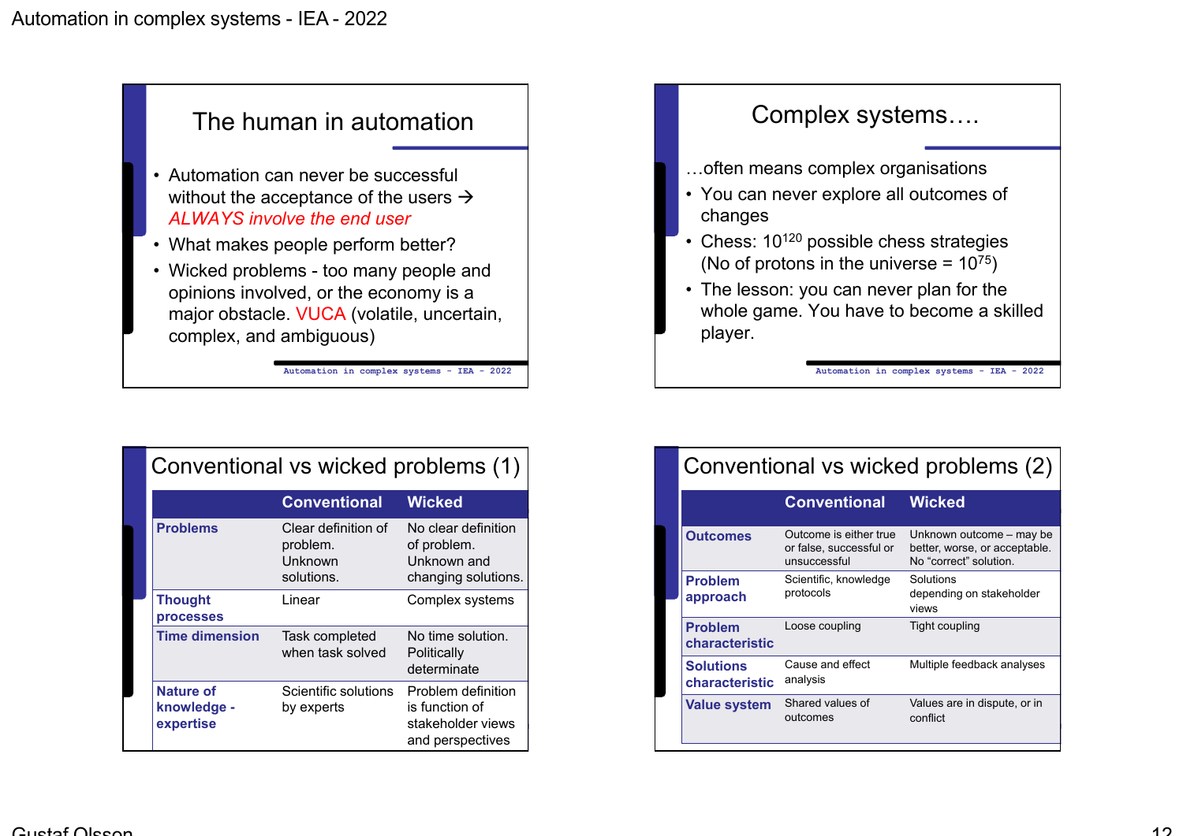## The human in automation

- Automation can never be successful without the acceptance of the users → *ALWAYS involve the end user*
- What makes people perform better?
- Wicked problems - too many people and opinions involved, or the economy is a major obstacle. VUCA (volatile, uncertain, complex, and ambiguous)

## Complex systems….

…often means complex organisations

- You can never explore all outcomes of changes
- Chess: $10^{120}$ possible chess strategies (No of protons in the universe = $10^{75}$)
- The lesson: you can never plan for the whole game. You have to become a skilled player.

## Conventional vs wicked problems (1)

| | Conventional | Wicked |
|---|---|---|
| **Problems** | Clear definition of problem. Unknown solutions. | No clear definition of problem. Unknown and changing solutions. |
| **Thought processes** | Linear | Complex systems |
| **Time dimension** | Task completed when task solved | No time solution. Politically determinate |
| **Nature of knowledge - expertise** | Scientific solutions by experts | Problem definition is function of stakeholder views and perspectives |

## Conventional vs wicked problems (2)

| | Conventional | Wicked |
|---|---|---|
| **Outcomes** | Outcome is either true or false, successful or unsuccessful | Unknown outcome – may be better, worse, or acceptable. No "correct" solution. |
| **Problem approach** | Scientific, knowledge protocols | Solutions depending on stakeholder views |
| **Problem characteristic** | Loose coupling | Tight coupling |
| **Solutions characteristic** | Cause and effect analysis | Multiple feedback analyses |
| **Value system** | Shared values of outcomes | Values are in dispute, or in conflict |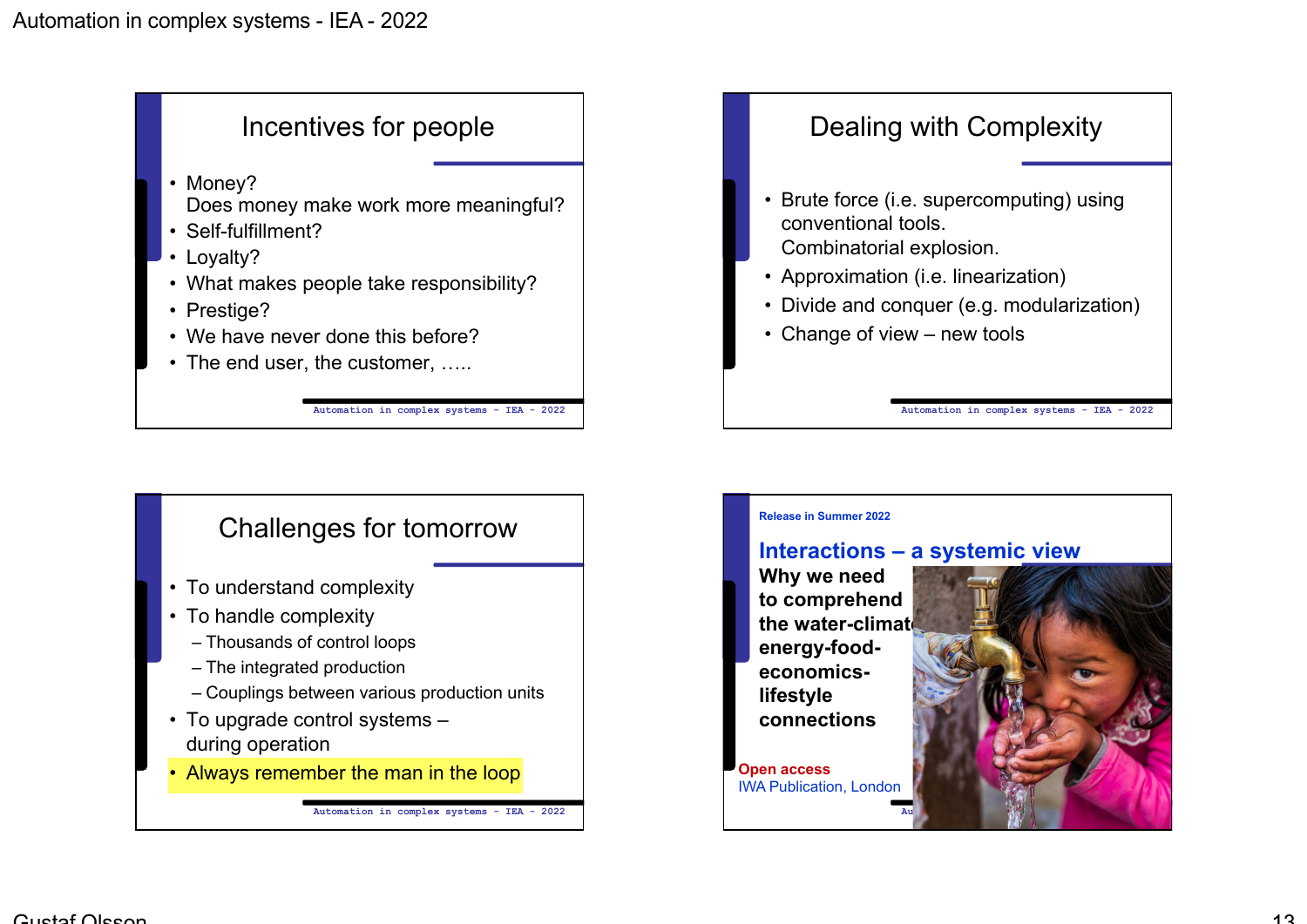## Incentives for people

- Money?
  Does money make work more meaningful?
- Self-fulfillment?
- Loyalty?
- What makes people take responsibility?
- Prestige?
- We have never done this before?
- The end user, the customer, …..

## Dealing with Complexity

- Brute force (i.e. supercomputing) using conventional tools.
  Combinatorial explosion.
- Approximation (i.e. linearization)
- Divide and conquer (e.g. modularization)
- Change of view – new tools

## Challenges for tomorrow

- To understand complexity
- To handle complexity
  - Thousands of control loops
  - The integrated production
  - Couplings between various production units
- To upgrade control systems – during operation
- Always remember the man in the loop

Release in Summer 2022

## Interactions – a systemic view

**Why we need to comprehend the water-climate-energy-food-economics-lifestyle connections**

Open access

IWA Publication, London